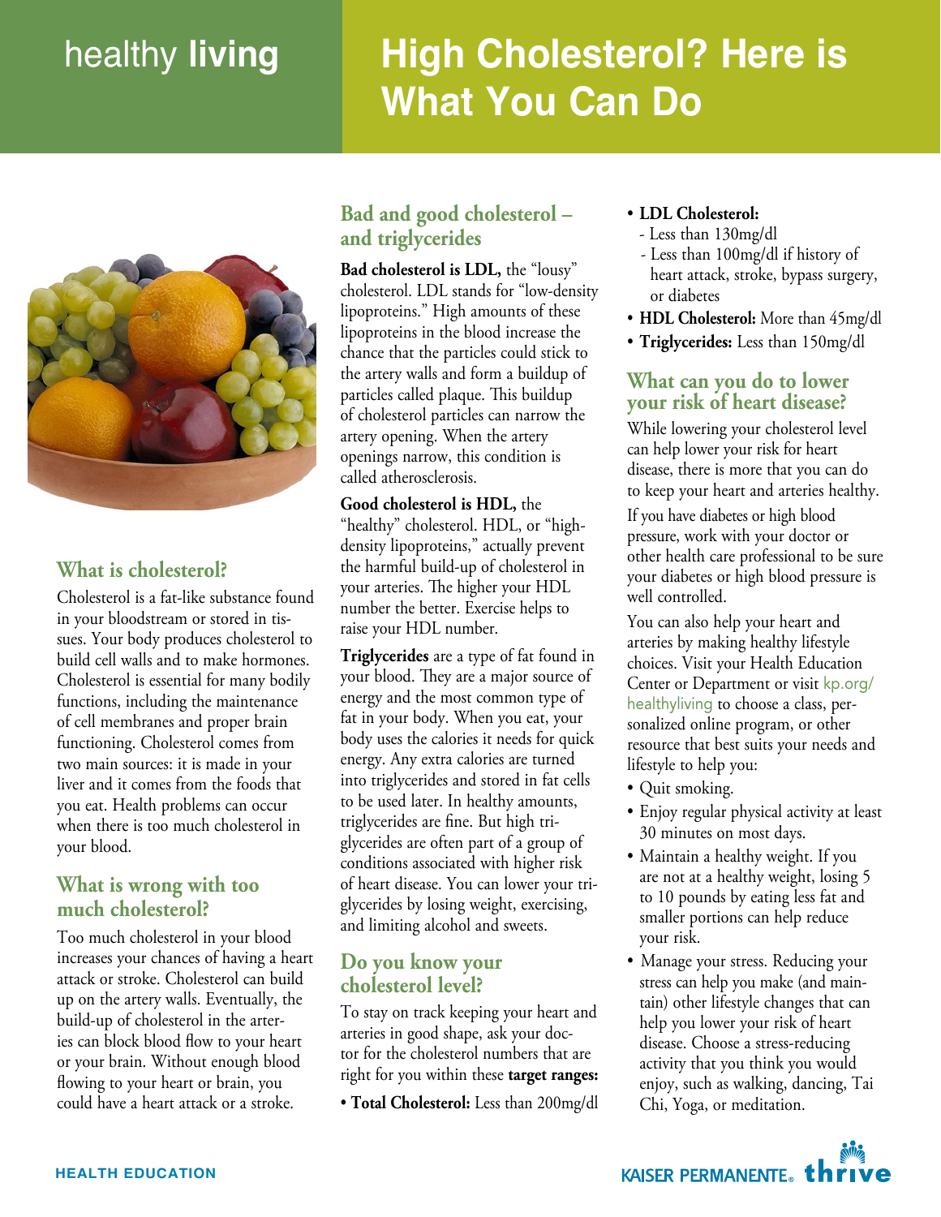healthy **living**

# High Cholesterol? Here is What You Can Do

## What is cholesterol?

Cholesterol is a fat-like substance found in your bloodstream or stored in tissues. Your body produces cholesterol to build cell walls and to make hormones. Cholesterol is essential for many bodily functions, including the maintenance of cell membranes and proper brain functioning. Cholesterol comes from two main sources: it is made in your liver and it comes from the foods that you eat. Health problems can occur when there is too much cholesterol in your blood.

## What is wrong with too much cholesterol?

Too much cholesterol in your blood increases your chances of having a heart attack or stroke. Cholesterol can build up on the artery walls. Eventually, the build-up of cholesterol in the arteries can block blood flow to your heart or your brain. Without enough blood flowing to your heart or brain, you could have a heart attack or a stroke.

## Bad and good cholesterol – and triglycerides

**Bad cholesterol is LDL,** the "lousy" cholesterol. LDL stands for "low-density lipoproteins." High amounts of these lipoproteins in the blood increase the chance that the particles could stick to the artery walls and form a buildup of particles called plaque. This buildup of cholesterol particles can narrow the artery opening. When the artery openings narrow, this condition is called atherosclerosis.

**Good cholesterol is HDL,** the "healthy" cholesterol. HDL, or "high-density lipoproteins," actually prevent the harmful build-up of cholesterol in your arteries. The higher your HDL number the better. Exercise helps to raise your HDL number.

**Triglycerides** are a type of fat found in your blood. They are a major source of energy and the most common type of fat in your body. When you eat, your body uses the calories it needs for quick energy. Any extra calories are turned into triglycerides and stored in fat cells to be used later. In healthy amounts, triglycerides are fine. But high triglycerides are often part of a group of conditions associated with higher risk of heart disease. You can lower your triglycerides by losing weight, exercising, and limiting alcohol and sweets.

## Do you know your cholesterol level?

To stay on track keeping your heart and arteries in good shape, ask your doctor for the cholesterol numbers that are right for you within these **target ranges:**

- **Total Cholesterol:** Less than 200mg/dl
- **LDL Cholesterol:**
  - Less than 130mg/dl
  - Less than 100mg/dl if history of heart attack, stroke, bypass surgery, or diabetes
- **HDL Cholesterol:** More than 45mg/dl
- **Triglycerides:** Less than 150mg/dl

## What can you do to lower your risk of heart disease?

While lowering your cholesterol level can help lower your risk for heart disease, there is more that you can do to keep your heart and arteries healthy.

If you have diabetes or high blood pressure, work with your doctor or other health care professional to be sure your diabetes or high blood pressure is well controlled.

You can also help your heart and arteries by making healthy lifestyle choices. Visit your Health Education Center or Department or visit kp.org/healthyliving to choose a class, personalized online program, or other resource that best suits your needs and lifestyle to help you:

- Quit smoking.
- Enjoy regular physical activity at least 30 minutes on most days.
- Maintain a healthy weight. If you are not at a healthy weight, losing 5 to 10 pounds by eating less fat and smaller portions can help reduce your risk.
- Manage your stress. Reducing your stress can help you make (and maintain) other lifestyle changes that can help you lower your risk of heart disease. Choose a stress-reducing activity that you think you would enjoy, such as walking, dancing, Tai Chi, Yoga, or meditation.

HEALTH EDUCATION

KAISER PERMANENTE® thrive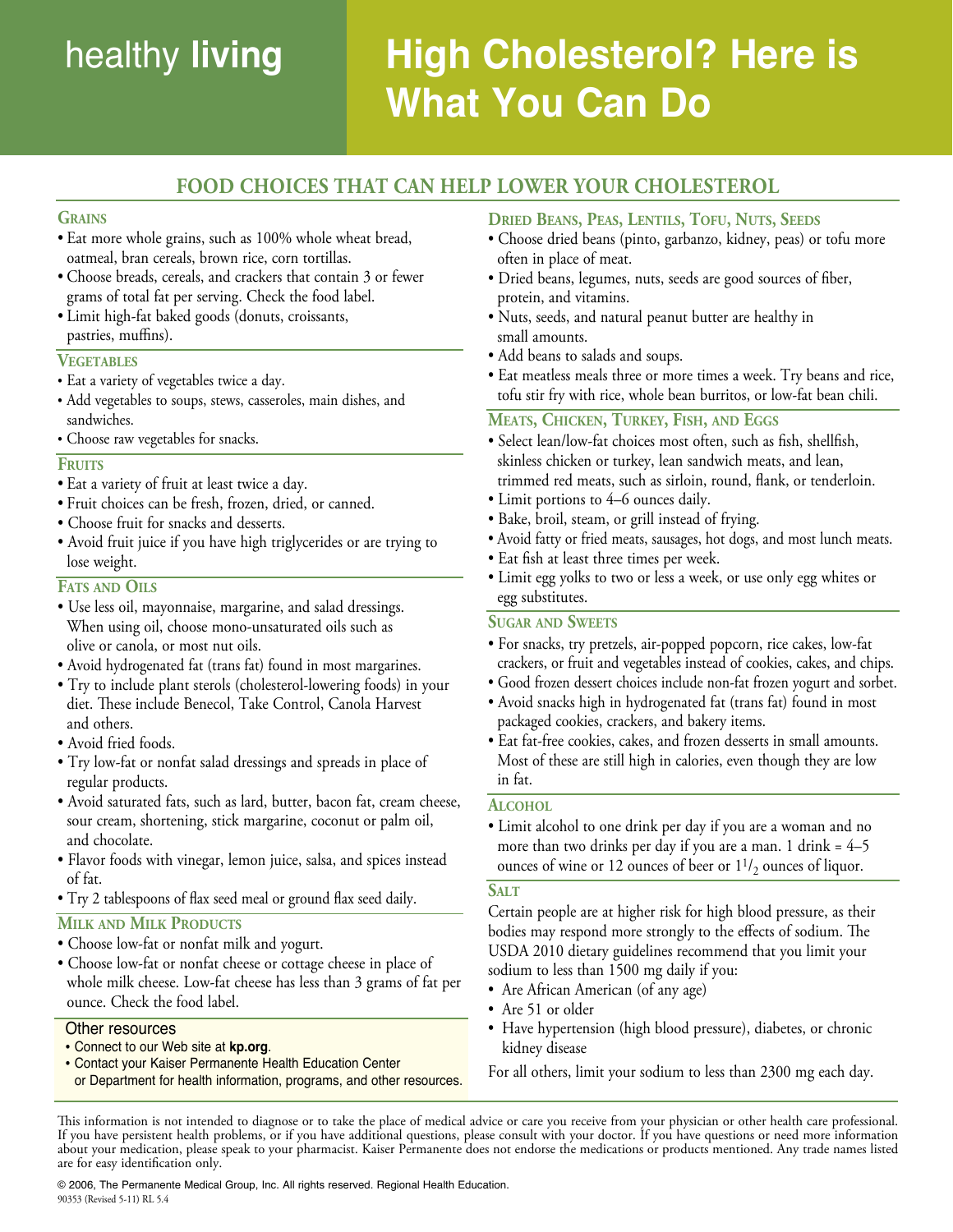healthy **living**

# High Cholesterol? Here is What You Can Do

## FOOD CHOICES THAT CAN HELP LOWER YOUR CHOLESTEROL

### Grains

- Eat more whole grains, such as 100% whole wheat bread, oatmeal, bran cereals, brown rice, corn tortillas.
- Choose breads, cereals, and crackers that contain 3 or fewer grams of total fat per serving. Check the food label.
- Limit high-fat baked goods (donuts, croissants, pastries, muffins).

### Vegetables

- Eat a variety of vegetables twice a day.
- Add vegetables to soups, stews, casseroles, main dishes, and sandwiches.
- Choose raw vegetables for snacks.

### Fruits

- Eat a variety of fruit at least twice a day.
- Fruit choices can be fresh, frozen, dried, or canned.
- Choose fruit for snacks and desserts.
- Avoid fruit juice if you have high triglycerides or are trying to lose weight.

### Fats and Oils

- Use less oil, mayonnaise, margarine, and salad dressings. When using oil, choose mono-unsaturated oils such as olive or canola, or most nut oils.
- Avoid hydrogenated fat (trans fat) found in most margarines.
- Try to include plant sterols (cholesterol-lowering foods) in your diet. These include Benecol, Take Control, Canola Harvest and others.
- Avoid fried foods.
- Try low-fat or nonfat salad dressings and spreads in place of regular products.
- Avoid saturated fats, such as lard, butter, bacon fat, cream cheese, sour cream, shortening, stick margarine, coconut or palm oil, and chocolate.
- Flavor foods with vinegar, lemon juice, salsa, and spices instead of fat.
- Try 2 tablespoons of flax seed meal or ground flax seed daily.

### Milk and Milk Products

- Choose low-fat or nonfat milk and yogurt.
- Choose low-fat or nonfat cheese or cottage cheese in place of whole milk cheese. Low-fat cheese has less than 3 grams of fat per ounce. Check the food label.

### Other resources

- Connect to our Web site at **kp.org**.
- Contact your Kaiser Permanente Health Education Center or Department for health information, programs, and other resources.

### Dried Beans, Peas, Lentils, Tofu, Nuts, Seeds

- Choose dried beans (pinto, garbanzo, kidney, peas) or tofu more often in place of meat.
- Dried beans, legumes, nuts, seeds are good sources of fiber, protein, and vitamins.
- Nuts, seeds, and natural peanut butter are healthy in small amounts.
- Add beans to salads and soups.
- Eat meatless meals three or more times a week. Try beans and rice, tofu stir fry with rice, whole bean burritos, or low-fat bean chili.

### Meats, Chicken, Turkey, Fish, and Eggs

- Select lean/low-fat choices most often, such as fish, shellfish, skinless chicken or turkey, lean sandwich meats, and lean, trimmed red meats, such as sirloin, round, flank, or tenderloin.
- Limit portions to 4–6 ounces daily.
- Bake, broil, steam, or grill instead of frying.
- Avoid fatty or fried meats, sausages, hot dogs, and most lunch meats.
- Eat fish at least three times per week.
- Limit egg yolks to two or less a week, or use only egg whites or egg substitutes.

### Sugar and Sweets

- For snacks, try pretzels, air-popped popcorn, rice cakes, low-fat crackers, or fruit and vegetables instead of cookies, cakes, and chips.
- Good frozen dessert choices include non-fat frozen yogurt and sorbet.
- Avoid snacks high in hydrogenated fat (trans fat) found in most packaged cookies, crackers, and bakery items.
- Eat fat-free cookies, cakes, and frozen desserts in small amounts. Most of these are still high in calories, even though they are low in fat.

### Alcohol

- Limit alcohol to one drink per day if you are a woman and no more than two drinks per day if you are a man. 1 drink = 4–5 ounces of wine or 12 ounces of beer or $1^1/_2$ ounces of liquor.

### Salt

Certain people are at higher risk for high blood pressure, as their bodies may respond more strongly to the effects of sodium. The USDA 2010 dietary guidelines recommend that you limit your sodium to less than 1500 mg daily if you:

- Are African American (of any age)
- Are 51 or older
- Have hypertension (high blood pressure), diabetes, or chronic kidney disease

For all others, limit your sodium to less than 2300 mg each day.

---

This information is not intended to diagnose or to take the place of medical advice or care you receive from your physician or other health care professional. If you have persistent health problems, or if you have additional questions, please consult with your doctor. If you have questions or need more information about your medication, please speak to your pharmacist. Kaiser Permanente does not endorse the medications or products mentioned. Any trade names listed are for easy identification only.

© 2006, The Permanente Medical Group, Inc. All rights reserved. Regional Health Education.
90353 (Revised 5-11) RL 5.4